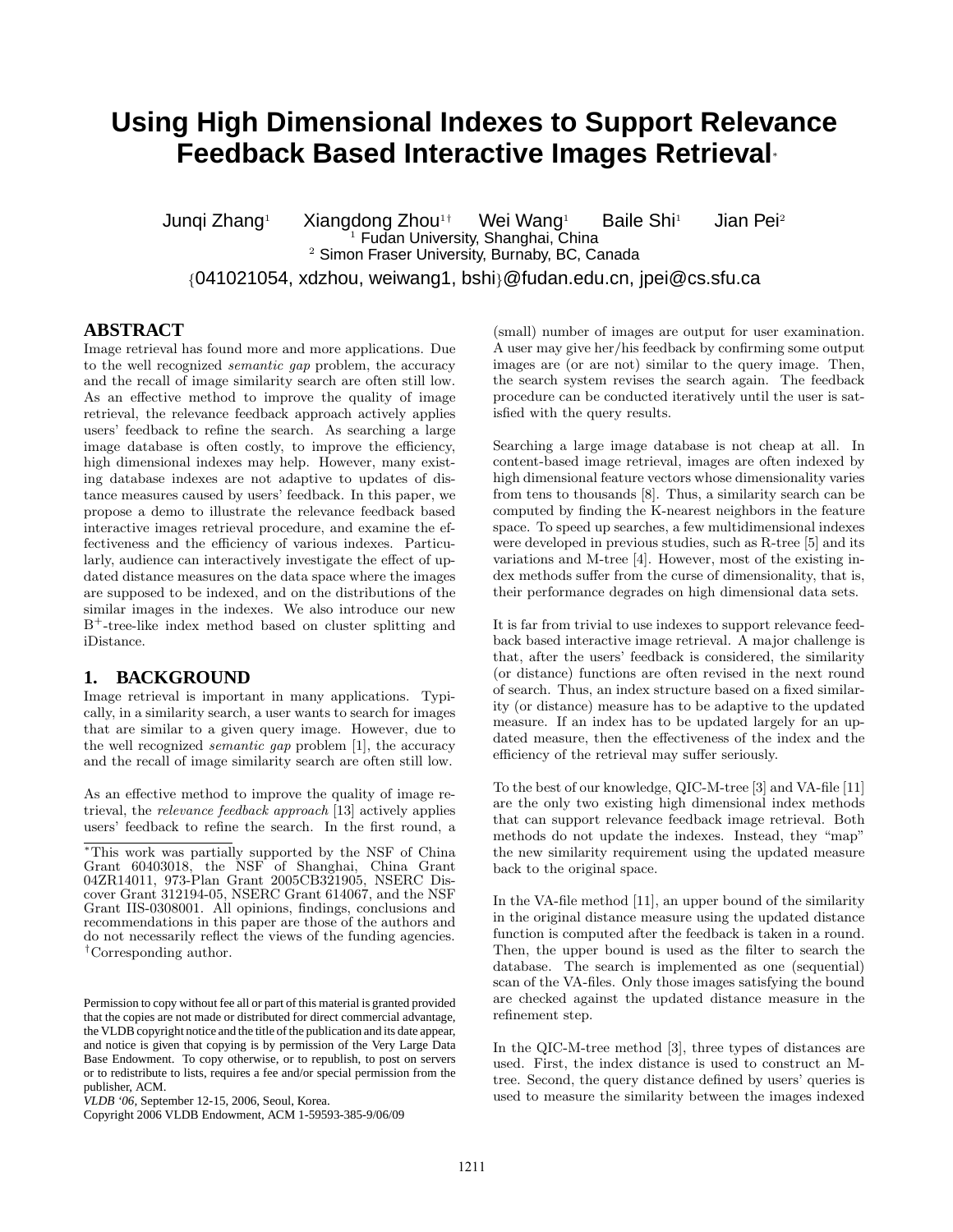# Using High Dimensional Indexes to Support Relevance Feedback Based Interactive Images Retrieval*

Junqi Zhang[1] Xiangdong Zhou[1†] Wei Wang[1] Baile Shi[1] Jian Pei[2]

[1] Fudan University, Shanghai, China

[2] Simon Fraser University, Burnaby, BC, Canada

{041021054, xdzhou, weiwang1, bshi}@fudan.edu.cn, jpei@cs.sfu.ca

## ABSTRACT

Image retrieval has found more and more applications. Due to the well recognized *semantic gap* problem, the accuracy and the recall of image similarity search are often still low. As an effective method to improve the quality of image retrieval, the relevance feedback approach actively applies users' feedback to refine the search. As searching a large image database is often costly, to improve the efficiency, high dimensional indexes may help. However, many existing database indexes are not adaptive to updates of distance measures caused by users' feedback. In this paper, we propose a demo to illustrate the relevance feedback based interactive images retrieval procedure, and examine the effectiveness and the efficiency of various indexes. Particularly, audience can interactively investigate the effect of updated distance measures on the data space where the images are supposed to be indexed, and on the distributions of the similar images in the indexes. We also introduce our new $B^+$-tree-like index method based on cluster splitting and iDistance.

## 1. BACKGROUND

Image retrieval is important in many applications. Typically, in a similarity search, a user wants to search for images that are similar to a given query image. However, due to the well recognized *semantic gap* problem [1], the accuracy and the recall of image similarity search are often still low.

As an effective method to improve the quality of image retrieval, the *relevance feedback approach* [13] actively applies users' feedback to refine the search. In the first round, a (small) number of images are output for user examination. A user may give her/his feedback by confirming some output images are (or are not) similar to the query image. Then, the search system revises the search again. The feedback procedure can be conducted iteratively until the user is satisfied with the query results.

Searching a large image database is not cheap at all. In content-based image retrieval, images are often indexed by high dimensional feature vectors whose dimensionality varies from tens to thousands [8]. Thus, a similarity search can be computed by finding the K-nearest neighbors in the feature space. To speed up searches, a few multidimensional indexes were developed in previous studies, such as R-tree [5] and its variations and M-tree [4]. However, most of the existing index methods suffer from the curse of dimensionality, that is, their performance degrades on high dimensional data sets.

It is far from trivial to use indexes to support relevance feedback based interactive image retrieval. A major challenge is that, after the users' feedback is considered, the similarity (or distance) functions are often revised in the next round of search. Thus, an index structure based on a fixed similarity (or distance) measure has to be adaptive to the updated measure. If an index has to be updated largely for an updated measure, then the effectiveness of the index and the efficiency of the retrieval may suffer seriously.

To the best of our knowledge, QIC-M-tree [3] and VA-file [11] are the only two existing high dimensional index methods that can support relevance feedback image retrieval. Both methods do not update the indexes. Instead, they "map" the new similarity requirement using the updated measure back to the original space.

In the VA-file method [11], an upper bound of the similarity in the original distance measure using the updated distance function is computed after the feedback is taken in a round. Then, the upper bound is used as the filter to search the database. The search is implemented as one (sequential) scan of the VA-files. Only those images satisfying the bound are checked against the updated distance measure in the refinement step.

In the QIC-M-tree method [3], three types of distances are used. First, the index distance is used to construct an M-tree. Second, the query distance defined by users' queries is used to measure the similarity between the images indexed

*This work was partially supported by the NSF of China Grant 60403018, the NSF of Shanghai, China Grant 04ZR14011, 973-Plan Grant 2005CB321905, NSERC Discover Grant 312194-05, NSERC Grant 614067, and the NSF Grant IIS-0308001. All opinions, findings, conclusions and recommendations in this paper are those of the authors and do not necessarily reflect the views of the funding agencies.
†Corresponding author.

Permission to copy without fee all or part of this material is granted provided that the copies are not made or distributed for direct commercial advantage, the VLDB copyright notice and the title of the publication and its date appear, and notice is given that copying is by permission of the Very Large Data Base Endowment. To copy otherwise, or to republish, to post on servers or to redistribute to lists, requires a fee and/or special permission from the publisher, ACM.
*VLDB '06*, September 12-15, 2006, Seoul, Korea.
Copyright 2006 VLDB Endowment, ACM 1-59593-385-9/06/09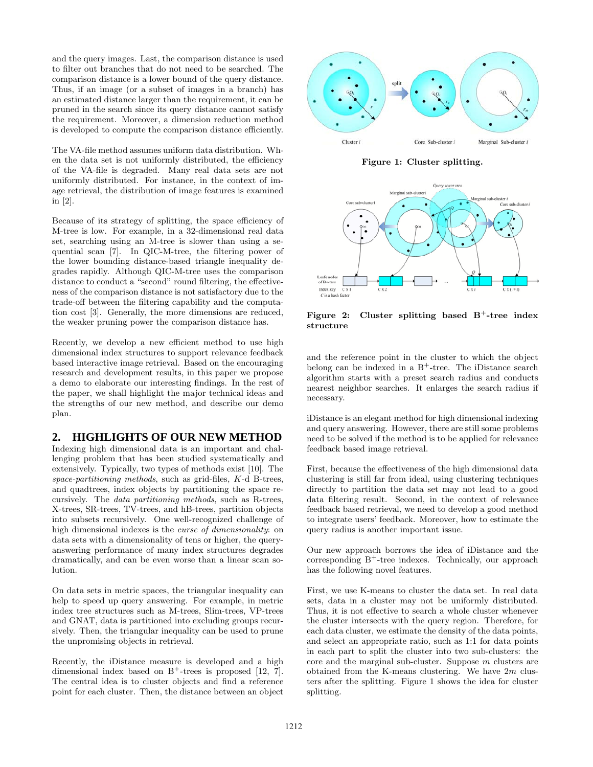and the query images. Last, the comparison distance is used to filter out branches that do not need to be searched. The comparison distance is a lower bound of the query distance. Thus, if an image (or a subset of images in a branch) has an estimated distance larger than the requirement, it can be pruned in the search since its query distance cannot satisfy the requirement. Moreover, a dimension reduction method is developed to compute the comparison distance efficiently.

The VA-file method assumes uniform data distribution. When the data set is not uniformly distributed, the efficiency of the VA-file is degraded. Many real data sets are not uniformly distributed. For instance, in the context of image retrieval, the distribution of image features is examined in [2].

Because of its strategy of splitting, the space efficiency of M-tree is low. For example, in a 32-dimensional real data set, searching using an M-tree is slower than using a sequential scan [7]. In QIC-M-tree, the filtering power of the lower bounding distance-based triangle inequality degrades rapidly. Although QIC-M-tree uses the comparison distance to conduct a "second" round filtering, the effectiveness of the comparison distance is not satisfactory due to the trade-off between the filtering capability and the computation cost [3]. Generally, the more dimensions are reduced, the weaker pruning power the comparison distance has.

Recently, we develop a new efficient method to use high dimensional index structures to support relevance feedback based interactive image retrieval. Based on the encouraging research and development results, in this paper we propose a demo to elaborate our interesting findings. In the rest of the paper, we shall highlight the major technical ideas and the strengths of our new method, and describe our demo plan.

## 2. HIGHLIGHTS OF OUR NEW METHOD

Indexing high dimensional data is an important and challenging problem that has been studied systematically and extensively. Typically, two types of methods exist [10]. The *space-partitioning methods*, such as grid-files, $K$-d B-trees, and quadtrees, index objects by partitioning the space recursively. The *data partitioning methods*, such as R-trees, X-trees, SR-trees, TV-trees, and hB-trees, partition objects into subsets recursively. One well-recognized challenge of high dimensional indexes is the *curse of dimensionality*: on data sets with a dimensionality of tens or higher, the query-answering performance of many index structures degrades dramatically, and can be even worse than a linear scan solution.

On data sets in metric spaces, the triangular inequality can help to speed up query answering. For example, in metric index tree structures such as M-trees, Slim-trees, VP-trees and GNAT, data is partitioned into excluding groups recursively. Then, the triangular inequality can be used to prune the unpromising objects in retrieval.

Recently, the iDistance measure is developed and a high dimensional index based on $B^+$-trees is proposed [12, 7]. The central idea is to cluster objects and find a reference point for each cluster. Then, the distance between an object

Figure 1: Cluster splitting.

Figure 2: Cluster splitting based $B^+$-tree index structure

and the reference point in the cluster to which the object belong can be indexed in a $B^+$-tree. The iDistance search algorithm starts with a preset search radius and conducts nearest neighbor searches. It enlarges the search radius if necessary.

iDistance is an elegant method for high dimensional indexing and query answering. However, there are still some problems need to be solved if the method is to be applied for relevance feedback based image retrieval.

First, because the effectiveness of the high dimensional data clustering is still far from ideal, using clustering techniques directly to partition the data set may not lead to a good data filtering result. Second, in the context of relevance feedback based retrieval, we need to develop a good method to integrate users' feedback. Moreover, how to estimate the query radius is another important issue.

Our new approach borrows the idea of iDistance and the corresponding $B^+$-tree indexes. Technically, our approach has the following novel features.

First, we use K-means to cluster the data set. In real data sets, data in a cluster may not be uniformly distributed. Thus, it is not effective to search a whole cluster whenever the cluster intersects with the query region. Therefore, for each data cluster, we estimate the density of the data points, and select an appropriate ratio, such as 1:1 for data points in each part to split the cluster into two sub-clusters: the core and the marginal sub-cluster. Suppose $m$ clusters are obtained from the K-means clustering. We have $2m$ clusters after the splitting. Figure 1 shows the idea for cluster splitting.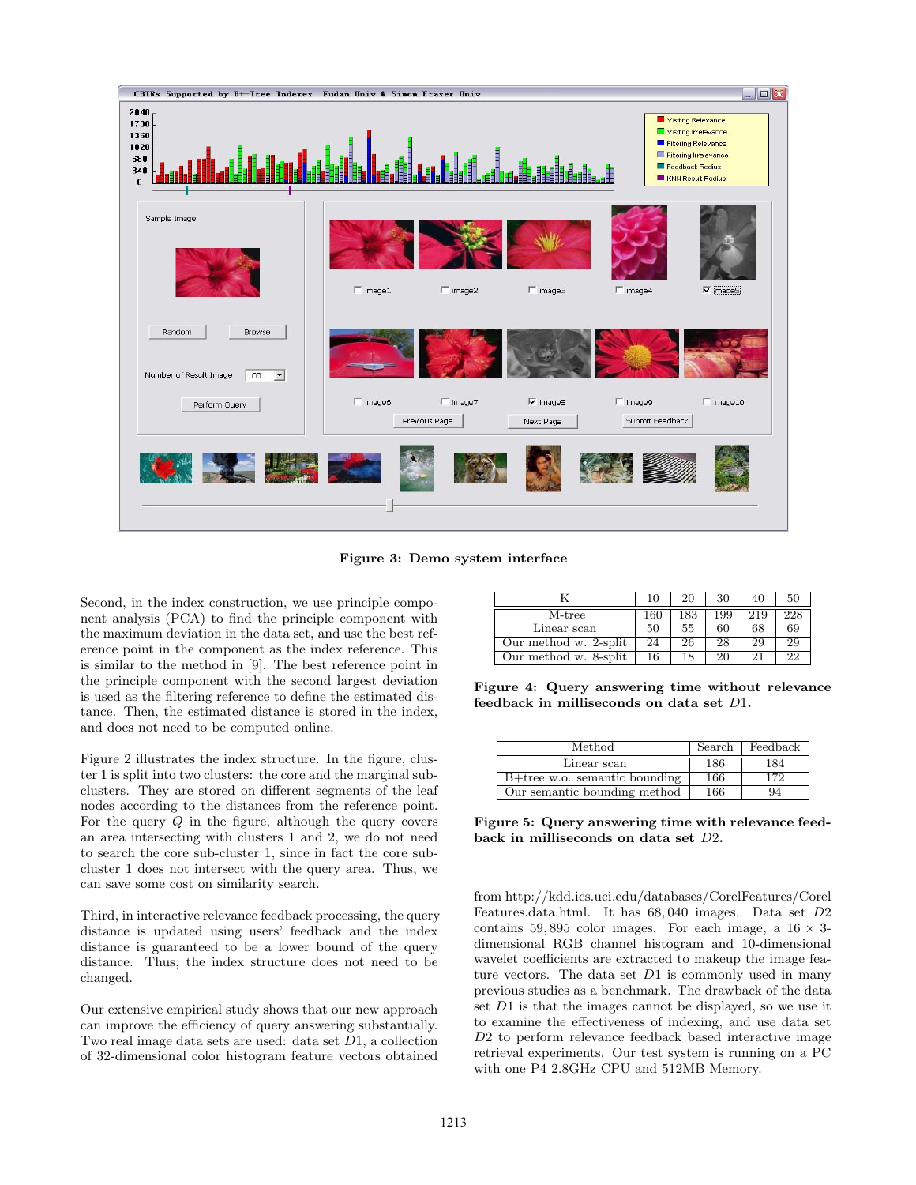Figure 3: Demo system interface

Second, in the index construction, we use principle component analysis (PCA) to find the principle component with the maximum deviation in the data set, and use the best reference point in the component as the index reference. This is similar to the method in [9]. The best reference point in the principle component with the second largest deviation is used as the filtering reference to define the estimated distance. Then, the estimated distance is stored in the index, and does not need to be computed online.

Figure 2 illustrates the index structure. In the figure, cluster 1 is split into two clusters: the core and the marginal subclusters. They are stored on different segments of the leaf nodes according to the distances from the reference point. For the query $Q$ in the figure, although the query covers an area intersecting with clusters 1 and 2, we do not need to search the core sub-cluster 1, since in fact the core subcluster 1 does not intersect with the query area. Thus, we can save some cost on similarity search.

Third, in interactive relevance feedback processing, the query distance is updated using users' feedback and the index distance is guaranteed to be a lower bound of the query distance. Thus, the index structure does not need to be changed.

Our extensive empirical study shows that our new approach can improve the efficiency of query answering substantially. Two real image data sets are used: data set $D1$, a collection of 32-dimensional color histogram feature vectors obtained from http://kdd.ics.uci.edu/databases/CorelFeatures/CorelFeatures.data.html. It has 68,040 images. Data set $D2$ contains 59,895 color images. For each image, a $16 \times 3$-dimensional RGB channel histogram and 10-dimensional wavelet coefficients are extracted to makeup the image feature vectors. The data set $D1$ is commonly used in many previous studies as a benchmark. The drawback of the data set $D1$ is that the images cannot be displayed, so we use it to examine the effectiveness of indexing, and use data set $D2$ to perform relevance feedback based interactive image retrieval experiments. Our test system is running on a PC with one P4 2.8GHz CPU and 512MB Memory.

| K | 10 | 20 | 30 | 40 | 50 |
|---|---|---|---|---|---|
| M-tree | 160 | 183 | 199 | 219 | 228 |
| Linear scan | 50 | 55 | 60 | 68 | 69 |
| Our method w. 2-split | 24 | 26 | 28 | 29 | 29 |
| Our method w. 8-split | 16 | 18 | 20 | 21 | 22 |

Figure 4: Query answering time without relevance feedback in milliseconds on data set $D1$.

| Method | Search | Feedback |
|---|---|---|
| Linear scan | 186 | 184 |
| B+tree w.o. semantic bounding | 166 | 172 |
| Our semantic bounding method | 166 | 94 |

Figure 5: Query answering time with relevance feedback in milliseconds on data set $D2$.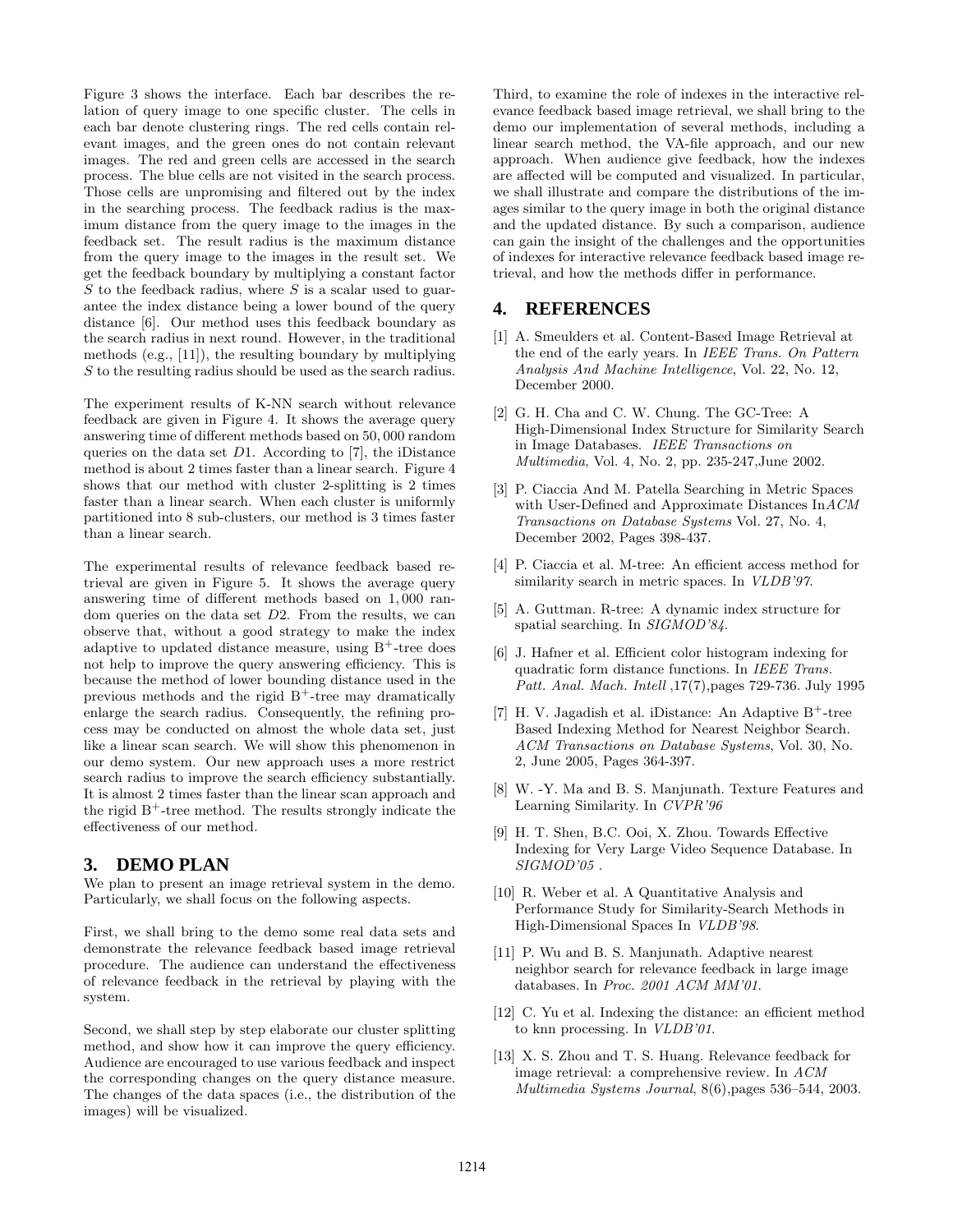Figure 3 shows the interface. Each bar describes the relation of query image to one specific cluster. The cells in each bar denote clustering rings. The red cells contain relevant images, and the green ones do not contain relevant images. The red and green cells are accessed in the search process. The blue cells are not visited in the search process. Those cells are unpromising and filtered out by the index in the searching process. The feedback radius is the maximum distance from the query image to the images in the feedback set. The result radius is the maximum distance from the query image to the images in the result set. We get the feedback boundary by multiplying a constant factor $S$ to the feedback radius, where $S$ is a scalar used to guarantee the index distance being a lower bound of the query distance [6]. Our method uses this feedback boundary as the search radius in next round. However, in the traditional methods (e.g., [11]), the resulting boundary by multiplying $S$ to the resulting radius should be used as the search radius.

The experiment results of K-NN search without relevance feedback are given in Figure 4. It shows the average query answering time of different methods based on $50,000$ random queries on the data set $D1$. According to [7], the iDistance method is about 2 times faster than a linear search. Figure 4 shows that our method with cluster 2-splitting is 2 times faster than a linear search. When each cluster is uniformly partitioned into 8 sub-clusters, our method is 3 times faster than a linear search.

The experimental results of relevance feedback based retrieval are given in Figure 5. It shows the average query answering time of different methods based on $1,000$ random queries on the data set $D2$. From the results, we can observe that, without a good strategy to make the index adaptive to updated distance measure, using $\text{B}^+$-tree does not help to improve the query answering efficiency. This is because the method of lower bounding distance used in the previous methods and the rigid $\text{B}^+$-tree may dramatically enlarge the search radius. Consequently, the refining process may be conducted on almost the whole data set, just like a linear scan search. We will show this phenomenon in our demo system. Our new approach uses a more restrict search radius to improve the search efficiency substantially. It is almost 2 times faster than the linear scan approach and the rigid $\text{B}^+$-tree method. The results strongly indicate the effectiveness of our method.

## 3. DEMO PLAN

We plan to present an image retrieval system in the demo. Particularly, we shall focus on the following aspects.

First, we shall bring to the demo some real data sets and demonstrate the relevance feedback based image retrieval procedure. The audience can understand the effectiveness of relevance feedback in the retrieval by playing with the system.

Second, we shall step by step elaborate our cluster splitting method, and show how it can improve the query efficiency. Audience are encouraged to use various feedback and inspect the corresponding changes on the query distance measure. The changes of the data spaces (i.e., the distribution of the images) will be visualized.

Third, to examine the role of indexes in the interactive relevance feedback based image retrieval, we shall bring to the demo our implementation of several methods, including a linear search method, the VA-file approach, and our new approach. When audience give feedback, how the indexes are affected will be computed and visualized. In particular, we shall illustrate and compare the distributions of the images similar to the query image in both the original distance and the updated distance. By such a comparison, audience can gain the insight of the challenges and the opportunities of indexes for interactive relevance feedback based image retrieval, and how the methods differ in performance.

## 4. REFERENCES

[1] A. Smeulders et al. Content-Based Image Retrieval at the end of the early years. In *IEEE Trans. On Pattern Analysis And Machine Intelligence*, Vol. 22, No. 12, December 2000.

[2] G. H. Cha and C. W. Chung. The GC-Tree: A High-Dimensional Index Structure for Similarity Search in Image Databases. *IEEE Transactions on Multimedia*, Vol. 4, No. 2, pp. 235-247,June 2002.

[3] P. Ciaccia And M. Patella Searching in Metric Spaces with User-Defined and Approximate Distances In*ACM Transactions on Database Systems* Vol. 27, No. 4, December 2002, Pages 398-437.

[4] P. Ciaccia et al. M-tree: An efficient access method for similarity search in metric spaces. In *VLDB'97*.

[5] A. Guttman. R-tree: A dynamic index structure for spatial searching. In *SIGMOD'84*.

[6] J. Hafner et al. Efficient color histogram indexing for quadratic form distance functions. In *IEEE Trans. Patt. Anal. Mach. Intell* ,17(7),pages 729-736. July 1995

[7] H. V. Jagadish et al. iDistance: An Adaptive $\text{B}^+$-tree Based Indexing Method for Nearest Neighbor Search. *ACM Transactions on Database Systems*, Vol. 30, No. 2, June 2005, Pages 364-397.

[8] W. -Y. Ma and B. S. Manjunath. Texture Features and Learning Similarity. In *CVPR'96*

[9] H. T. Shen, B.C. Ooi, X. Zhou. Towards Effective Indexing for Very Large Video Sequence Database. In *SIGMOD'05* .

[10] R. Weber et al. A Quantitative Analysis and Performance Study for Similarity-Search Methods in High-Dimensional Spaces In *VLDB'98*.

[11] P. Wu and B. S. Manjunath. Adaptive nearest neighbor search for relevance feedback in large image databases. In *Proc. 2001 ACM MM'01*.

[12] C. Yu et al. Indexing the distance: an efficient method to knn processing. In *VLDB'01*.

[13] X. S. Zhou and T. S. Huang. Relevance feedback for image retrieval: a comprehensive review. In *ACM Multimedia Systems Journal*, 8(6),pages 536–544, 2003.